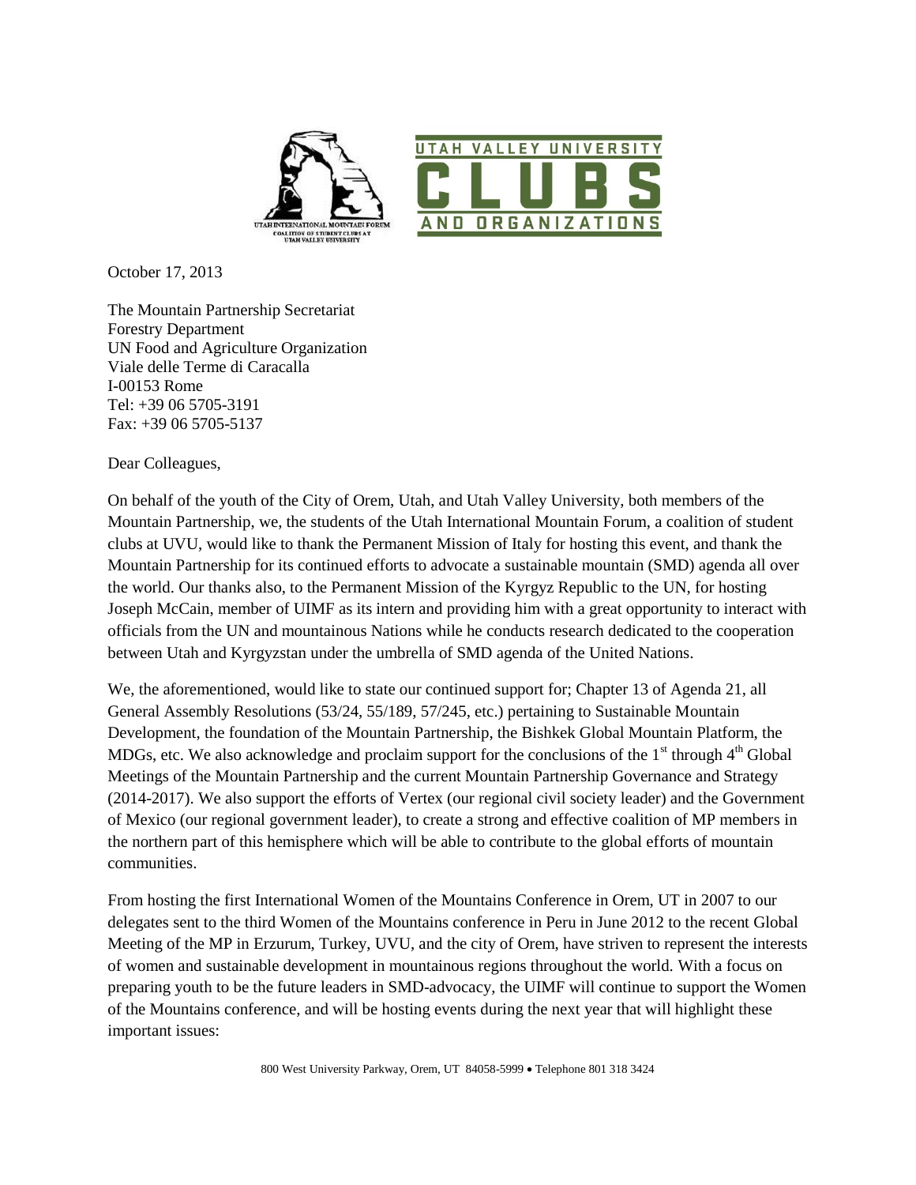UTAH INTERNATIONAL MOUNTAIN FORUM
COALITION OF STUDENT CLUBS AT UTAH VALLEY UNIVERSITY

UTAH VALLEY UNIVERSITY
CLUBS
AND ORGANIZATIONS

October 17, 2013

The Mountain Partnership Secretariat
Forestry Department
UN Food and Agriculture Organization
Viale delle Terme di Caracalla
I-00153 Rome
Tel: +39 06 5705-3191
Fax: +39 06 5705-5137

Dear Colleagues,

On behalf of the youth of the City of Orem, Utah, and Utah Valley University, both members of the Mountain Partnership, we, the students of the Utah International Mountain Forum, a coalition of student clubs at UVU, would like to thank the Permanent Mission of Italy for hosting this event, and thank the Mountain Partnership for its continued efforts to advocate a sustainable mountain (SMD) agenda all over the world. Our thanks also, to the Permanent Mission of the Kyrgyz Republic to the UN, for hosting Joseph McCain, member of UIMF as its intern and providing him with a great opportunity to interact with officials from the UN and mountainous Nations while he conducts research dedicated to the cooperation between Utah and Kyrgyzstan under the umbrella of SMD agenda of the United Nations.

We, the aforementioned, would like to state our continued support for; Chapter 13 of Agenda 21, all General Assembly Resolutions (53/24, 55/189, 57/245, etc.) pertaining to Sustainable Mountain Development, the foundation of the Mountain Partnership, the Bishkek Global Mountain Platform, the MDGs, etc. We also acknowledge and proclaim support for the conclusions of the 1st through 4th Global Meetings of the Mountain Partnership and the current Mountain Partnership Governance and Strategy (2014-2017). We also support the efforts of Vertex (our regional civil society leader) and the Government of Mexico (our regional government leader), to create a strong and effective coalition of MP members in the northern part of this hemisphere which will be able to contribute to the global efforts of mountain communities.

From hosting the first International Women of the Mountains Conference in Orem, UT in 2007 to our delegates sent to the third Women of the Mountains conference in Peru in June 2012 to the recent Global Meeting of the MP in Erzurum, Turkey, UVU, and the city of Orem, have striven to represent the interests of women and sustainable development in mountainous regions throughout the world. With a focus on preparing youth to be the future leaders in SMD-advocacy, the UIMF will continue to support the Women of the Mountains conference, and will be hosting events during the next year that will highlight these important issues: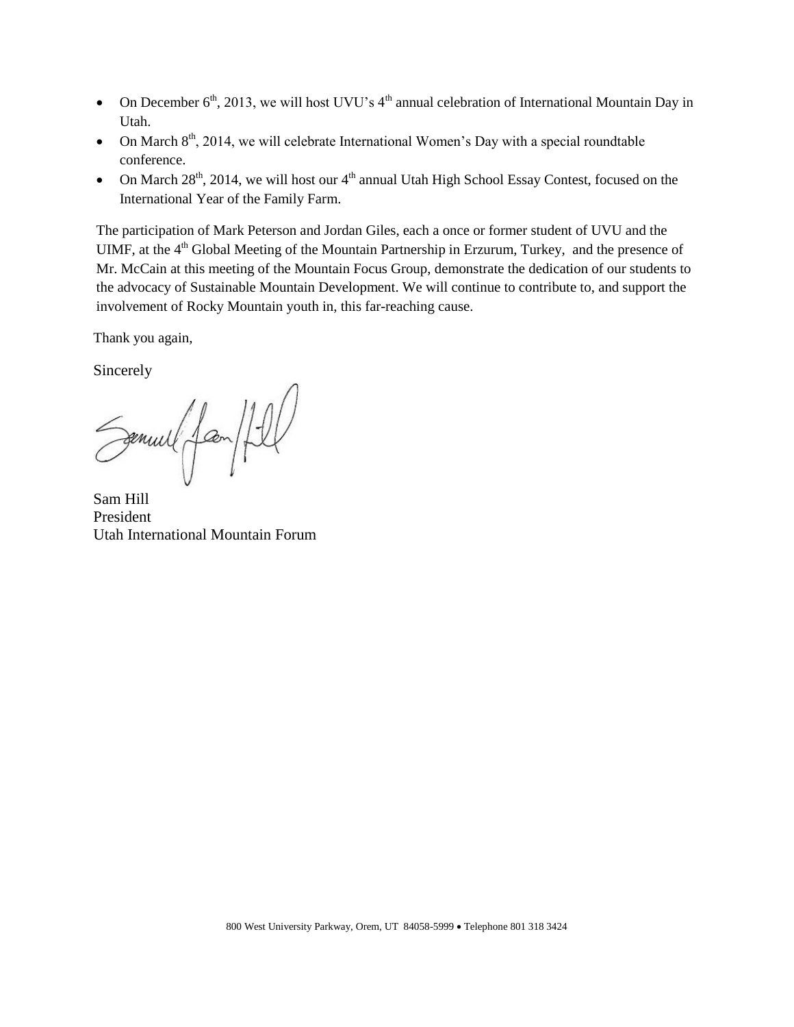- On December 6th, 2013, we will host UVU's 4th annual celebration of International Mountain Day in Utah.
- On March 8th, 2014, we will celebrate International Women's Day with a special roundtable conference.
- On March 28th, 2014, we will host our 4th annual Utah High School Essay Contest, focused on the International Year of the Family Farm.

The participation of Mark Peterson and Jordan Giles, each a once or former student of UVU and the UIMF, at the 4th Global Meeting of the Mountain Partnership in Erzurum, Turkey, and the presence of Mr. McCain at this meeting of the Mountain Focus Group, demonstrate the dedication of our students to the advocacy of Sustainable Mountain Development. We will continue to contribute to, and support the involvement of Rocky Mountain youth in, this far-reaching cause.

Thank you again,

Sincerely

Sam Hill
President
Utah International Mountain Forum

800 West University Parkway, Orem, UT 84058-5999 • Telephone 801 318 3424